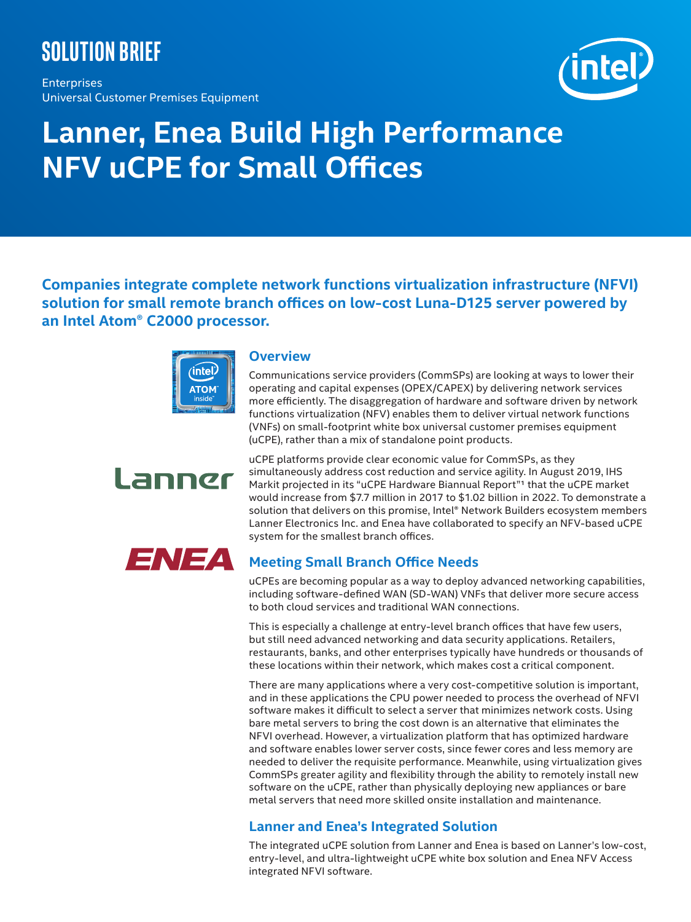SOLUTION BRIEF

Enterprises
Universal Customer Premises Equipment

# Lanner, Enea Build High Performance NFV uCPE for Small Offices

**Companies integrate complete network functions virtualization infrastructure (NFVI) solution for small remote branch offices on low-cost Luna-D125 server powered by an Intel Atom® C2000 processor.**

## Overview

Communications service providers (CommSPs) are looking at ways to lower their operating and capital expenses (OPEX/CAPEX) by delivering network services more efficiently. The disaggregation of hardware and software driven by network functions virtualization (NFV) enables them to deliver virtual network functions (VNFs) on small-footprint white box universal customer premises equipment (uCPE), rather than a mix of standalone point products.

uCPE platforms provide clear economic value for CommSPs, as they simultaneously address cost reduction and service agility. In August 2019, IHS Markit projected in its "uCPE Hardware Biannual Report"[1] that the uCPE market would increase from $7.7 million in 2017 to $1.02 billion in 2022. To demonstrate a solution that delivers on this promise, Intel® Network Builders ecosystem members Lanner Electronics Inc. and Enea have collaborated to specify an NFV-based uCPE system for the smallest branch offices.

## Meeting Small Branch Office Needs

uCPEs are becoming popular as a way to deploy advanced networking capabilities, including software-defined WAN (SD-WAN) VNFs that deliver more secure access to both cloud services and traditional WAN connections.

This is especially a challenge at entry-level branch offices that have few users, but still need advanced networking and data security applications. Retailers, restaurants, banks, and other enterprises typically have hundreds or thousands of these locations within their network, which makes cost a critical component.

There are many applications where a very cost-competitive solution is important, and in these applications the CPU power needed to process the overhead of NFVI software makes it difficult to select a server that minimizes network costs. Using bare metal servers to bring the cost down is an alternative that eliminates the NFVI overhead. However, a virtualization platform that has optimized hardware and software enables lower server costs, since fewer cores and less memory are needed to deliver the requisite performance. Meanwhile, using virtualization gives CommSPs greater agility and flexibility through the ability to remotely install new software on the uCPE, rather than physically deploying new appliances or bare metal servers that need more skilled onsite installation and maintenance.

## Lanner and Enea's Integrated Solution

The integrated uCPE solution from Lanner and Enea is based on Lanner's low-cost, entry-level, and ultra-lightweight uCPE white box solution and Enea NFV Access integrated NFVI software.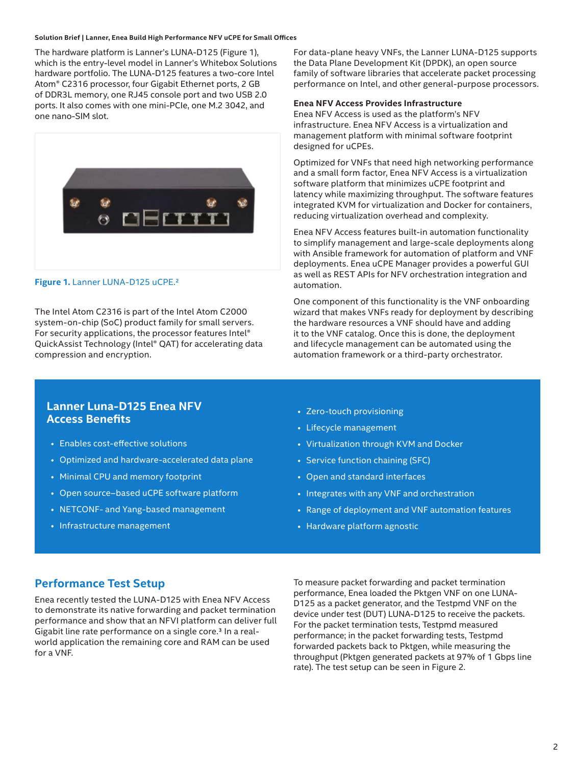The hardware platform is Lanner's LUNA-D125 (Figure 1), which is the entry-level model in Lanner's Whitebox Solutions hardware portfolio. The LUNA-D125 features a two-core Intel Atom® C2316 processor, four Gigabit Ethernet ports, 2 GB of DDR3L memory, one RJ45 console port and two USB 2.0 ports. It also comes with one mini-PCIe, one M.2 3042, and one nano-SIM slot.

**Figure 1.** Lanner LUNA-D125 uCPE.[2]

The Intel Atom C2316 is part of the Intel Atom C2000 system-on-chip (SoC) product family for small servers. For security applications, the processor features Intel® QuickAssist Technology (Intel® QAT) for accelerating data compression and encryption.

For data-plane heavy VNFs, the Lanner LUNA-D125 supports the Data Plane Development Kit (DPDK), an open source family of software libraries that accelerate packet processing performance on Intel, and other general-purpose processors.

**Enea NFV Access Provides Infrastructure**

Enea NFV Access is used as the platform's NFV infrastructure. Enea NFV Access is a virtualization and management platform with minimal software footprint designed for uCPEs.

Optimized for VNFs that need high networking performance and a small form factor, Enea NFV Access is a virtualization software platform that minimizes uCPE footprint and latency while maximizing throughput. The software features integrated KVM for virtualization and Docker for containers, reducing virtualization overhead and complexity.

Enea NFV Access features built-in automation functionality to simplify management and large-scale deployments along with Ansible framework for automation of platform and VNF deployments. Enea uCPE Manager provides a powerful GUI as well as REST APIs for NFV orchestration integration and automation.

One component of this functionality is the VNF onboarding wizard that makes VNFs ready for deployment by describing the hardware resources a VNF should have and adding it to the VNF catalog. Once this is done, the deployment and lifecycle management can be automated using the automation framework or a third-party orchestrator.

### Lanner Luna-D125 Enea NFV Access Benefits

- Enables cost-effective solutions
- Optimized and hardware-accelerated data plane
- Minimal CPU and memory footprint
- Open source–based uCPE software platform
- NETCONF- and Yang-based management
- Infrastructure management
- Zero-touch provisioning
- Lifecycle management
- Virtualization through KVM and Docker
- Service function chaining (SFC)
- Open and standard interfaces
- Integrates with any VNF and orchestration
- Range of deployment and VNF automation features
- Hardware platform agnostic

## Performance Test Setup

Enea recently tested the LUNA-D125 with Enea NFV Access to demonstrate its native forwarding and packet termination performance and show that an NFVI platform can deliver full Gigabit line rate performance on a single core.[3] In a real-world application the remaining core and RAM can be used for a VNF.

To measure packet forwarding and packet termination performance, Enea loaded the Pktgen VNF on one LUNA-D125 as a packet generator, and the Testpmd VNF on the device under test (DUT) LUNA-D125 to receive the packets. For the packet termination tests, Testpmd measured performance; in the packet forwarding tests, Testpmd forwarded packets back to Pktgen, while measuring the throughput (Pktgen generated packets at 97% of 1 Gbps line rate). The test setup can be seen in Figure 2.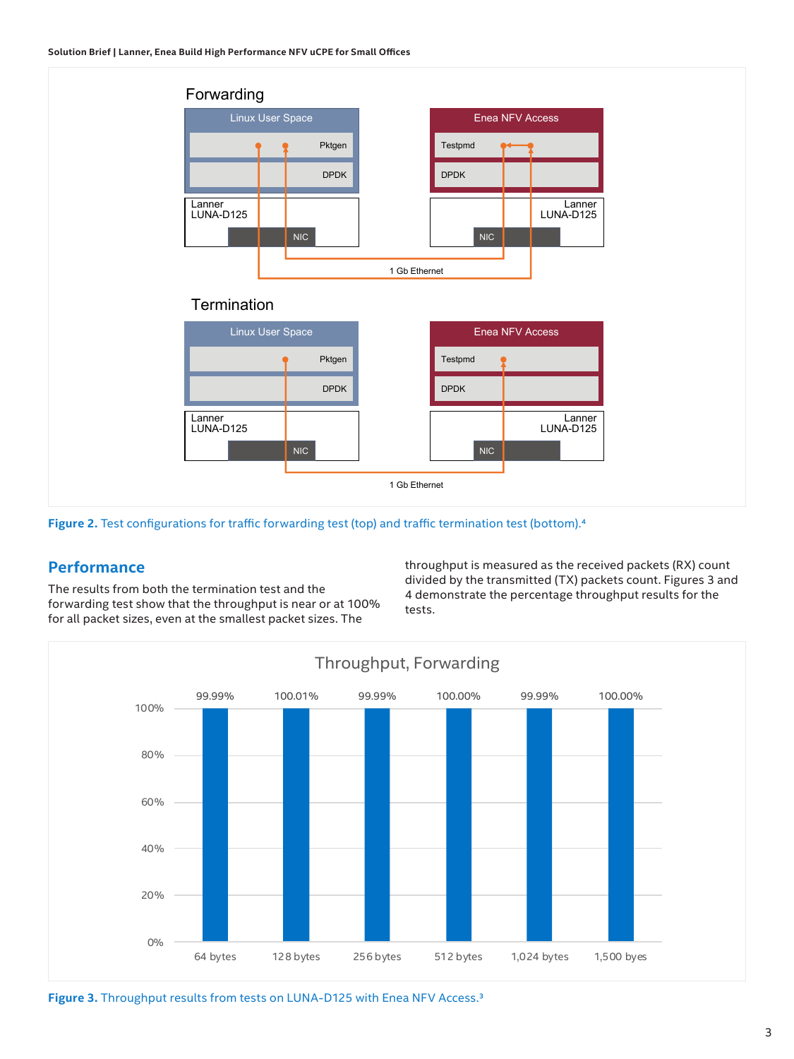**Forwarding**

Linux User Space — Pkgten, DPDK — Lanner LUNA-D125 — NIC

Enea NFV Access — Testpmd, DPDK — Lanner LUNA-D125 — NIC

1 Gb Ethernet

**Termination**

Linux User Space — Pkgten, DPDK — Lanner LUNA-D125 — NIC

Enea NFV Access — Testpmd, DPDK — Lanner LUNA-D125 — NIC

1 Gb Ethernet

**Figure 2.** Test configurations for traffic forwarding test (top) and traffic termination test (bottom).[4]

## Performance

The results from both the termination test and the forwarding test show that the throughput is near or at 100% for all packet sizes, even at the smallest packet sizes. The throughput is measured as the received packets (RX) count divided by the transmitted (TX) packets count. Figures 3 and 4 demonstrate the percentage throughput results for the tests.

**Throughput, Forwarding**

| Packet size | Throughput |
|---|---|
| 64 bytes | 99.99% |
| 128 bytes | 100.01% |
| 256 bytes | 99.99% |
| 512 bytes | 100.00% |
| 1,024 bytes | 99.99% |
| 1,500 byes | 100.00% |

**Figure 3.** Throughput results from tests on LUNA-D125 with Enea NFV Access.[3]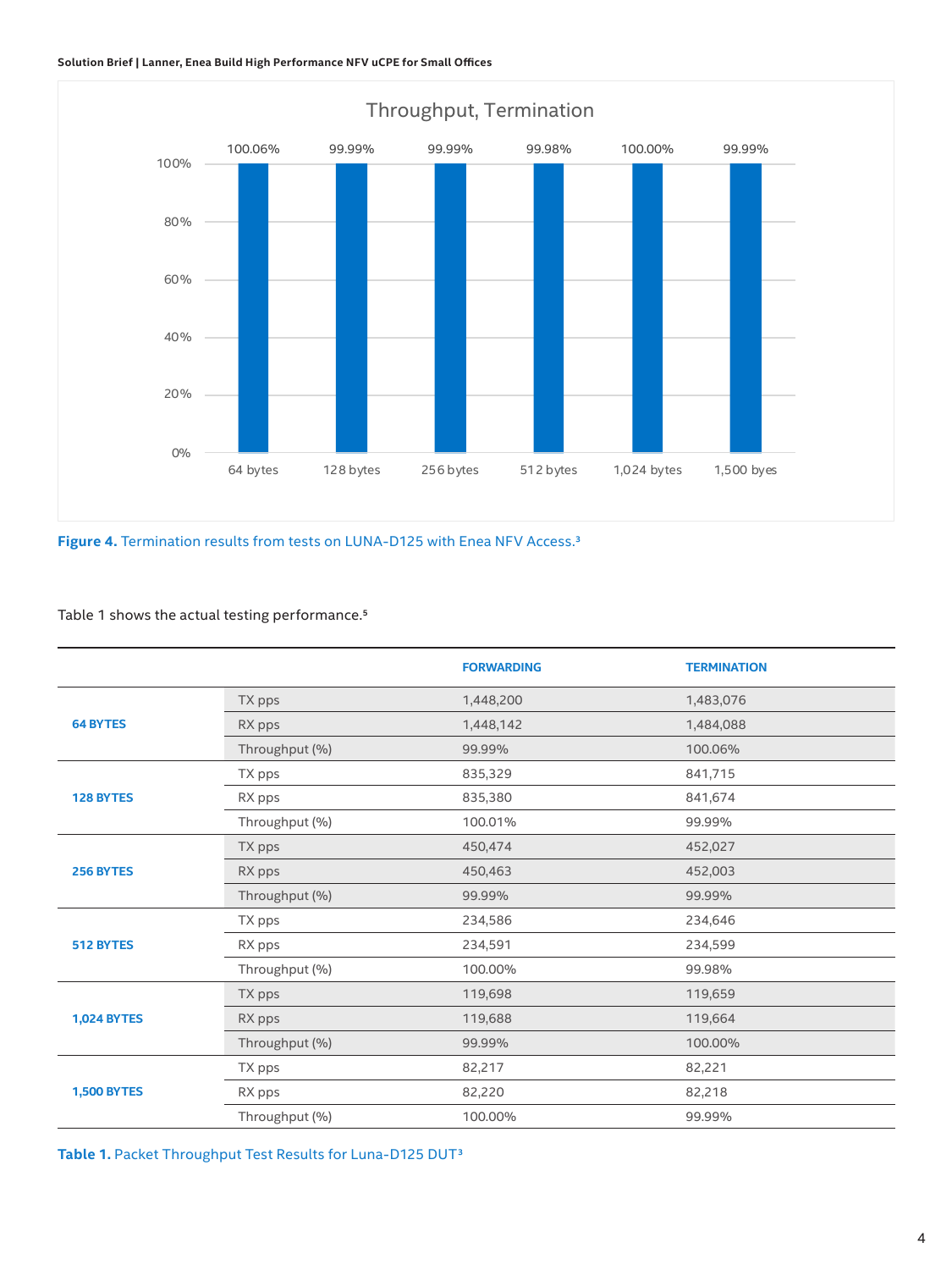Throughput, Termination

| | 64 bytes | 128 bytes | 256 bytes | 512 bytes | 1,024 bytes | 1,500 byes |
|---|---|---|---|---|---|---|
| Throughput | 100.06% | 99.99% | 99.99% | 99.98% | 100.00% | 99.99% |

**Figure 4.** Termination results from tests on LUNA-D125 with Enea NFV Access.[3]

Table 1 shows the actual testing performance.[5]

| | | FORWARDING | TERMINATION |
|---|---|---|---|
| **64 BYTES** | TX pps | 1,448,200 | 1,483,076 |
| | RX pps | 1,448,142 | 1,484,088 |
| | Throughput (%) | 99.99% | 100.06% |
| **128 BYTES** | TX pps | 835,329 | 841,715 |
| | RX pps | 835,380 | 841,674 |
| | Throughput (%) | 100.01% | 99.99% |
| **256 BYTES** | TX pps | 450,474 | 452,027 |
| | RX pps | 450,463 | 452,003 |
| | Throughput (%) | 99.99% | 99.99% |
| **512 BYTES** | TX pps | 234,586 | 234,646 |
| | RX pps | 234,591 | 234,599 |
| | Throughput (%) | 100.00% | 99.98% |
| **1,024 BYTES** | TX pps | 119,698 | 119,659 |
| | RX pps | 119,688 | 119,664 |
| | Throughput (%) | 99.99% | 100.00% |
| **1,500 BYTES** | TX pps | 82,217 | 82,221 |
| | RX pps | 82,220 | 82,218 |
| | Throughput (%) | 100.00% | 99.99% |

**Table 1.** Packet Throughput Test Results for Luna-D125 DUT[3]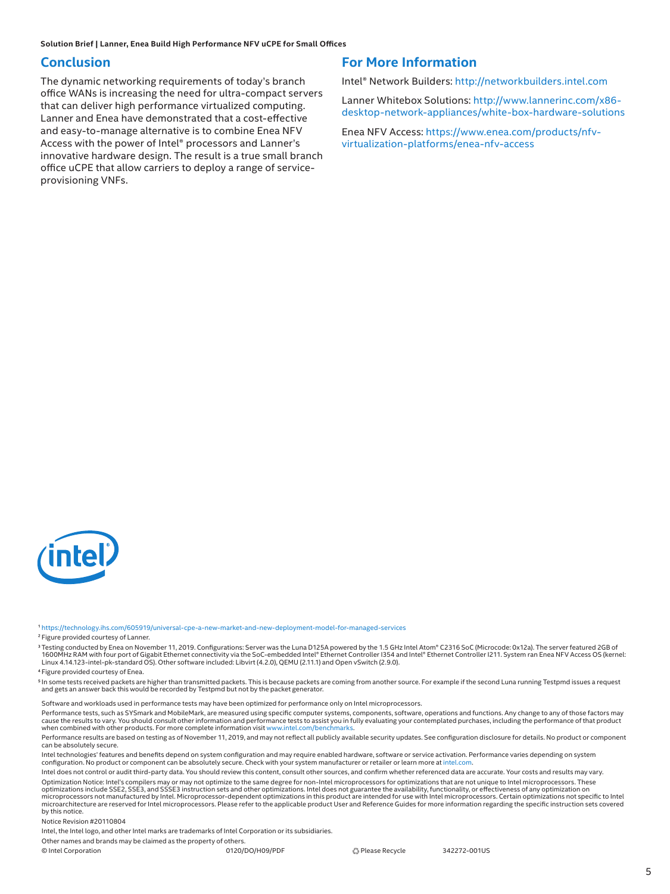## Conclusion

The dynamic networking requirements of today's branch office WANs is increasing the need for ultra-compact servers that can deliver high performance virtualized computing. Lanner and Enea have demonstrated that a cost-effective and easy-to-manage alternative is to combine Enea NFV Access with the power of Intel® processors and Lanner's innovative hardware design. The result is a true small branch office uCPE that allow carriers to deploy a range of service-provisioning VNFs.

## For More Information

Intel® Network Builders: http://networkbuilders.intel.com

Lanner Whitebox Solutions: http://www.lannerinc.com/x86-desktop-network-appliances/white-box-hardware-solutions

Enea NFV Access: https://www.enea.com/products/nfv-virtualization-platforms/enea-nfv-access

[1] https://technology.ihs.com/605919/universal-cpe-a-new-market-and-new-deployment-model-for-managed-services

[2] Figure provided courtesy of Lanner.

[3] Testing conducted by Enea on November 11, 2019. Configurations: Server was the Luna D125A powered by the 1.5 GHz Intel Atom® C2316 SoC (Microcode: 0x12a). The server featured 2GB of 1600MHz RAM with four port of Gigabit Ethernet connectivity via the SoC-embedded Intel® Ethernet Controller I354 and Intel® Ethernet Controller I211. System ran Enea NFV Access OS (kernel: Linux 4.14.123-intel-pk-standard OS). Other software included: Libvirt (4.2.0), QEMU (2.11.1) and Open vSwitch (2.9.0).

[4] Figure provided courtesy of Enea.

[5] In some tests received packets are higher than transmitted packets. This is because packets are coming from another source. For example if the second Luna running Testpmd issues a request and gets an answer back this would be recorded by Testpmd but not by the packet generator.

Software and workloads used in performance tests may have been optimized for performance only on Intel microprocessors.

Performance tests, such as SYSmark and MobileMark, are measured using specific computer systems, components, software, operations and functions. Any change to any of those factors may cause the results to vary. You should consult other information and performance tests to assist you in fully evaluating your contemplated purchases, including the performance of that product when combined with other products. For more complete information visit www.intel.com/benchmarks.

Performance results are based on testing as of November 11, 2019, and may not reflect all publicly available security updates. See configuration disclosure for details. No product or component can be absolutely secure.

Intel technologies' features and benefits depend on system configuration and may require enabled hardware, software or service activation. Performance varies depending on system configuration. No product or component can be absolutely secure. Check with your system manufacturer or retailer or learn more at intel.com.

Intel does not control or audit third-party data. You should review this content, consult other sources, and confirm whether referenced data are accurate. Your costs and results may vary.

Optimization Notice: Intel's compilers may or may not optimize to the same degree for non-Intel microprocessors for optimizations that are not unique to Intel microprocessors. These optimizations include SSE2, SSE3, and SSSE3 instruction sets and other optimizations. Intel does not guarantee the availability, functionality, or effectiveness of any optimization on microprocessors not manufactured by Intel. Microprocessor-dependent optimizations in this product are intended for use with Intel microprocessors. Certain optimizations not specific to Intel microarchitecture are reserved for Intel microprocessors. Please refer to the applicable product User and Reference Guides for more information regarding the specific instruction sets covered by this notice.

Notice Revision #20110804

Intel, the Intel logo, and other Intel marks are trademarks of Intel Corporation or its subsidiaries.

Other names and brands may be claimed as the property of others.

© Intel Corporation 0120/DO/H09/PDF Please Recycle 342272-001US